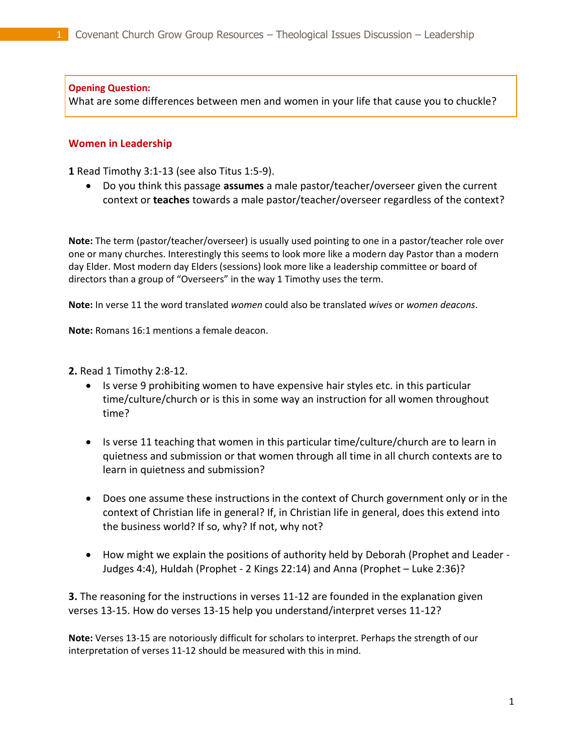**Opening Question:**
What are some differences between men and women in your life that cause you to chuckle?

## Women in Leadership

**1** Read Timothy 3:1-13 (see also Titus 1:5-9).

- Do you think this passage **assumes** a male pastor/teacher/overseer given the current context or **teaches** towards a male pastor/teacher/overseer regardless of the context?

**Note:** The term (pastor/teacher/overseer) is usually used pointing to one in a pastor/teacher role over one or many churches. Interestingly this seems to look more like a modern day Pastor than a modern day Elder. Most modern day Elders (sessions) look more like a leadership committee or board of directors than a group of "Overseers" in the way 1 Timothy uses the term.

**Note:** In verse 11 the word translated *women* could also be translated *wives* or *women deacons*.

**Note:** Romans 16:1 mentions a female deacon.

**2.** Read 1 Timothy 2:8-12.

- Is verse 9 prohibiting women to have expensive hair styles etc. in this particular time/culture/church or is this in some way an instruction for all women throughout time?

- Is verse 11 teaching that women in this particular time/culture/church are to learn in quietness and submission or that women through all time in all church contexts are to learn in quietness and submission?

- Does one assume these instructions in the context of Church government only or in the context of Christian life in general? If, in Christian life in general, does this extend into the business world? If so, why? If not, why not?

- How might we explain the positions of authority held by Deborah (Prophet and Leader - Judges 4:4), Huldah (Prophet - 2 Kings 22:14) and Anna (Prophet – Luke 2:36)?

**3.** The reasoning for the instructions in verses 11-12 are founded in the explanation given verses 13-15. How do verses 13-15 help you understand/interpret verses 11-12?

**Note:** Verses 13-15 are notoriously difficult for scholars to interpret. Perhaps the strength of our interpretation of verses 11-12 should be measured with this in mind.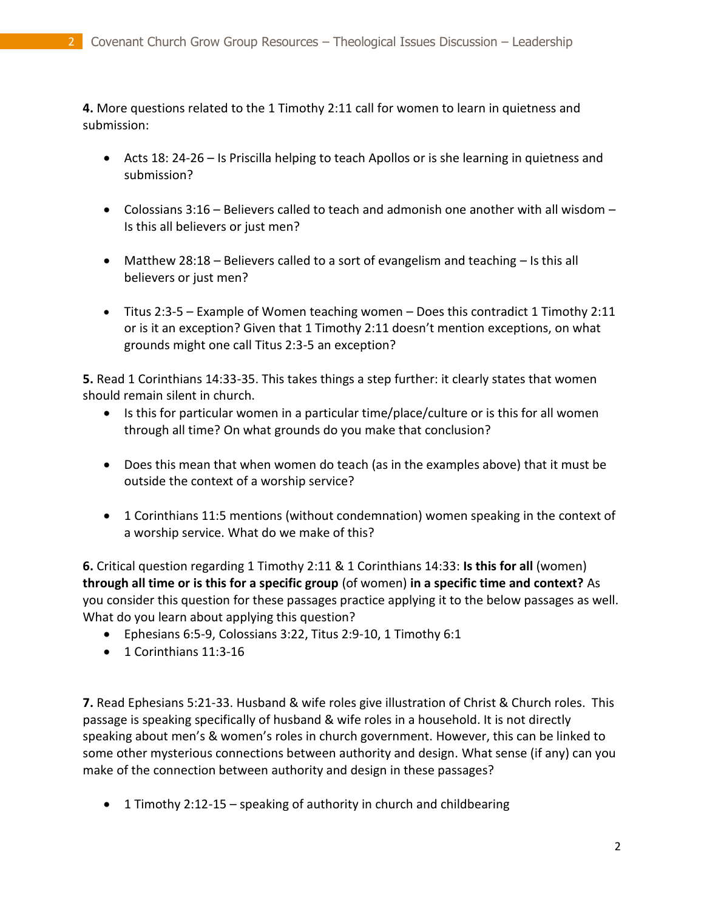**4.** More questions related to the 1 Timothy 2:11 call for women to learn in quietness and submission:

- Acts 18: 24-26 – Is Priscilla helping to teach Apollos or is she learning in quietness and submission?
- Colossians 3:16 – Believers called to teach and admonish one another with all wisdom – Is this all believers or just men?
- Matthew 28:18 – Believers called to a sort of evangelism and teaching – Is this all believers or just men?
- Titus 2:3-5 – Example of Women teaching women – Does this contradict 1 Timothy 2:11 or is it an exception? Given that 1 Timothy 2:11 doesn't mention exceptions, on what grounds might one call Titus 2:3-5 an exception?

**5.** Read 1 Corinthians 14:33-35. This takes things a step further: it clearly states that women should remain silent in church.

- Is this for particular women in a particular time/place/culture or is this for all women through all time? On what grounds do you make that conclusion?
- Does this mean that when women do teach (as in the examples above) that it must be outside the context of a worship service?
- 1 Corinthians 11:5 mentions (without condemnation) women speaking in the context of a worship service. What do we make of this?

**6.** Critical question regarding 1 Timothy 2:11 & 1 Corinthians 14:33: **Is this for all** (women) **through all time or is this for a specific group** (of women) **in a specific time and context?** As you consider this question for these passages practice applying it to the below passages as well. What do you learn about applying this question?

- Ephesians 6:5-9, Colossians 3:22, Titus 2:9-10, 1 Timothy 6:1
- 1 Corinthians 11:3-16

**7.** Read Ephesians 5:21-33. Husband & wife roles give illustration of Christ & Church roles. This passage is speaking specifically of husband & wife roles in a household. It is not directly speaking about men's & women's roles in church government. However, this can be linked to some other mysterious connections between authority and design. What sense (if any) can you make of the connection between authority and design in these passages?

- 1 Timothy 2:12-15 – speaking of authority in church and childbearing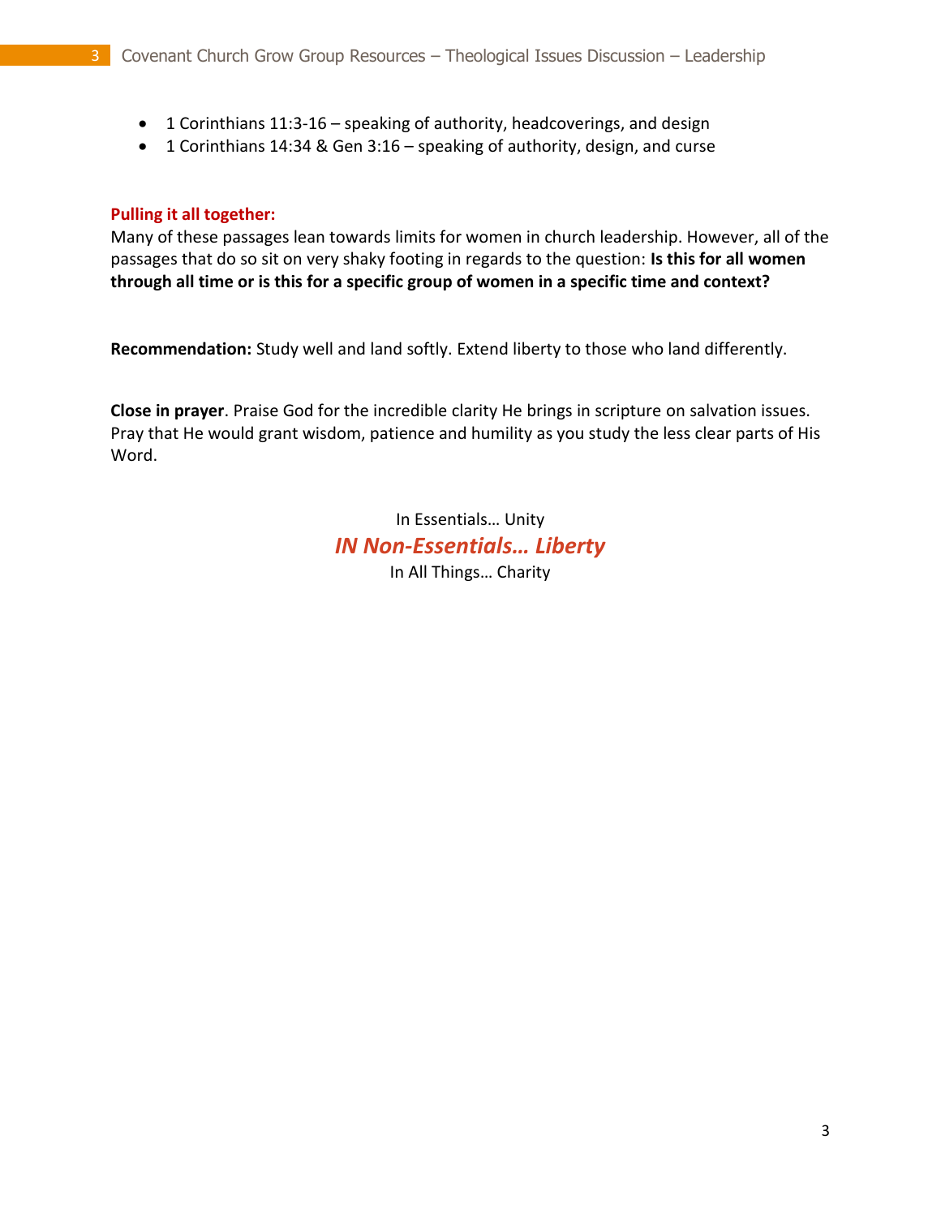- 1 Corinthians 11:3-16 – speaking of authority, headcoverings, and design
- 1 Corinthians 14:34 & Gen 3:16 – speaking of authority, design, and curse

**Pulling it all together:**

Many of these passages lean towards limits for women in church leadership. However, all of the passages that do so sit on very shaky footing in regards to the question: **Is this for all women through all time or is this for a specific group of women in a specific time and context?**

**Recommendation:** Study well and land softly. Extend liberty to those who land differently.

**Close in prayer**. Praise God for the incredible clarity He brings in scripture on salvation issues. Pray that He would grant wisdom, patience and humility as you study the less clear parts of His Word.

In Essentials… Unity

***IN Non-Essentials… Liberty***

In All Things… Charity